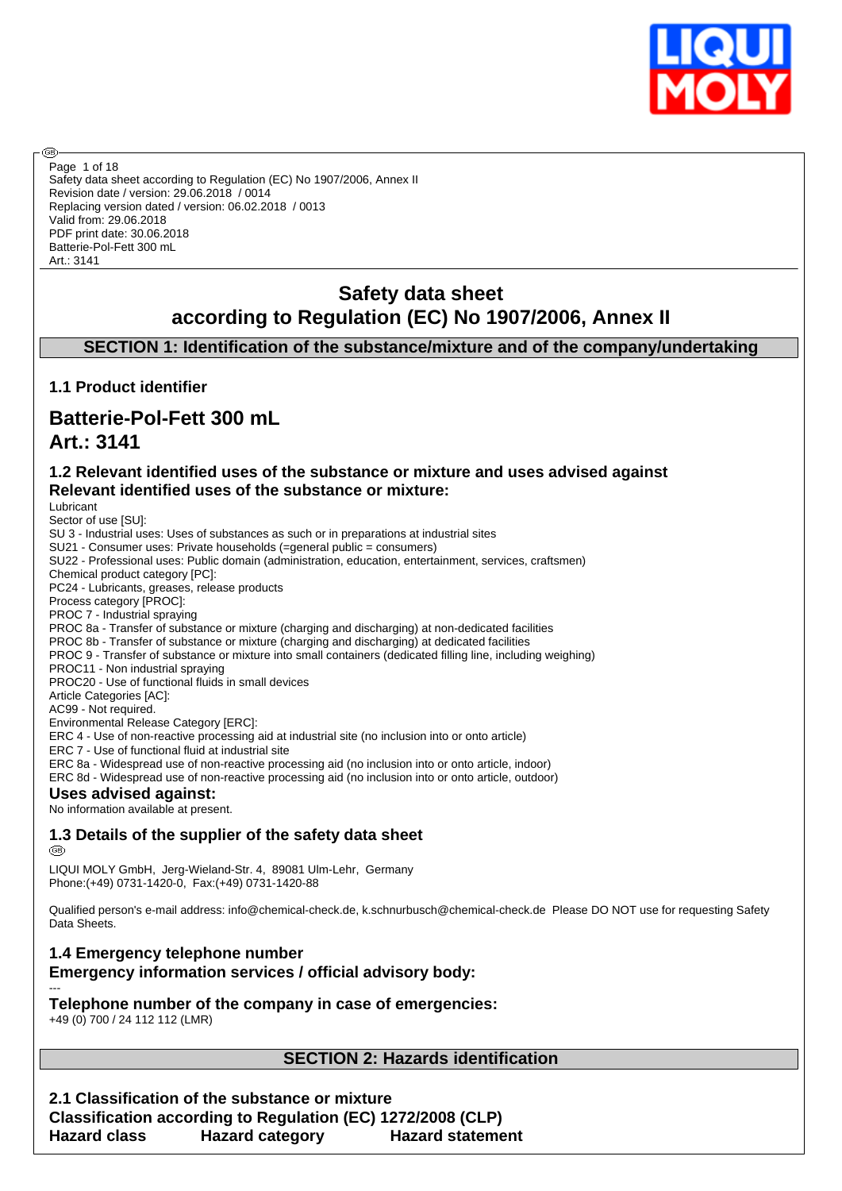Safety data sheet according to Regulation (EC) No 1907/2006, Annex II
Revision date / version: 29.06.2018 / 0014
Replacing version dated / version: 06.02.2018 / 0013
Valid from: 29.06.2018
PDF print date: 30.06.2018
Batterie-Pol-Fett 300 mL
Art.: 3141

# Safety data sheet
# according to Regulation (EC) No 1907/2006, Annex II

## SECTION 1: Identification of the substance/mixture and of the company/undertaking

### 1.1 Product identifier

## Batterie-Pol-Fett 300 mL
## Art.: 3141

### 1.2 Relevant identified uses of the substance or mixture and uses advised against
### Relevant identified uses of the substance or mixture:

Lubricant
Sector of use [SU]:
SU 3 - Industrial uses: Uses of substances as such or in preparations at industrial sites
SU21 - Consumer uses: Private households (=general public = consumers)
SU22 - Professional uses: Public domain (administration, education, entertainment, services, craftsmen)
Chemical product category [PC]:
PC24 - Lubricants, greases, release products
Process category [PROC]:
PROC 7 - Industrial spraying
PROC 8a - Transfer of substance or mixture (charging and discharging) at non-dedicated facilities
PROC 8b - Transfer of substance or mixture (charging and discharging) at dedicated facilities
PROC 9 - Transfer of substance or mixture into small containers (dedicated filling line, including weighing)
PROC11 - Non industrial spraying
PROC20 - Use of functional fluids in small devices
Article Categories [AC]:
AC99 - Not required.
Environmental Release Category [ERC]:
ERC 4 - Use of non-reactive processing aid at industrial site (no inclusion into or onto article)
ERC 7 - Use of functional fluid at industrial site
ERC 8a - Widespread use of non-reactive processing aid (no inclusion into or onto article, indoor)
ERC 8d - Widespread use of non-reactive processing aid (no inclusion into or onto article, outdoor)

### Uses advised against:

No information available at present.

### 1.3 Details of the supplier of the safety data sheet

LIQUI MOLY GmbH, Jerg-Wieland-Str. 4, 89081 Ulm-Lehr, Germany
Phone:(+49) 0731-1420-0, Fax:(+49) 0731-1420-88

Qualified person's e-mail address: info@chemical-check.de, k.schnurbusch@chemical-check.de Please DO NOT use for requesting Safety Data Sheets.

### 1.4 Emergency telephone number
### Emergency information services / official advisory body:

---

### Telephone number of the company in case of emergencies:

+49 (0) 700 / 24 112 112 (LMR)

## SECTION 2: Hazards identification

### 2.1 Classification of the substance or mixture
### Classification according to Regulation (EC) 1272/2008 (CLP)

| Hazard class | Hazard category | Hazard statement |
|---|---|---|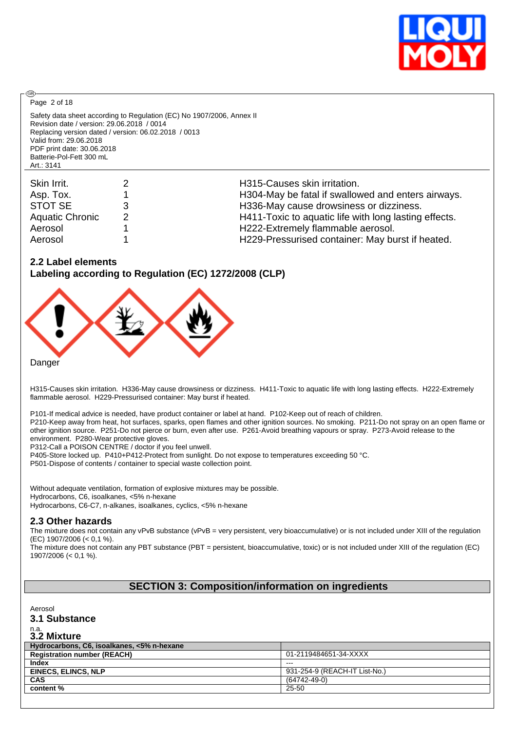Safety data sheet according to Regulation (EC) No 1907/2006, Annex II
Revision date / version: 29.06.2018 / 0014
Replacing version dated / version: 06.02.2018 / 0013
Valid from: 29.06.2018
PDF print date: 30.06.2018
Batterie-Pol-Fett 300 mL
Art.: 3141

| | | |
|---|---|---|
| Skin Irrit. | 2 | H315-Causes skin irritation. |
| Asp. Tox. | 1 | H304-May be fatal if swallowed and enters airways. |
| STOT SE | 3 | H336-May cause drowsiness or dizziness. |
| Aquatic Chronic | 2 | H411-Toxic to aquatic life with long lasting effects. |
| Aerosol | 1 | H222-Extremely flammable aerosol. |
| Aerosol | 1 | H229-Pressurised container: May burst if heated. |

### 2.2 Label elements

### Labeling according to Regulation (EC) 1272/2008 (CLP)

Danger

H315-Causes skin irritation. H336-May cause drowsiness or dizziness. H411-Toxic to aquatic life with long lasting effects. H222-Extremely flammable aerosol. H229-Pressurised container: May burst if heated.

P101-If medical advice is needed, have product container or label at hand. P102-Keep out of reach of children.
P210-Keep away from heat, hot surfaces, sparks, open flames and other ignition sources. No smoking. P211-Do not spray on an open flame or other ignition source. P251-Do not pierce or burn, even after use. P261-Avoid breathing vapours or spray. P273-Avoid release to the environment. P280-Wear protective gloves.
P312-Call a POISON CENTRE / doctor if you feel unwell.
P405-Store locked up. P410+P412-Protect from sunlight. Do not expose to temperatures exceeding 50 °C.
P501-Dispose of contents / container to special waste collection point.

Without adequate ventilation, formation of explosive mixtures may be possible.
Hydrocarbons, C6, isoalkanes, <5% n-hexane
Hydrocarbons, C6-C7, n-alkanes, isoalkanes, cyclics, <5% n-hexane

### 2.3 Other hazards

The mixture does not contain any vPvB substance (vPvB = very persistent, very bioaccumulative) or is not included under XIII of the regulation (EC) 1907/2006 (< 0,1 %).
The mixture does not contain any PBT substance (PBT = persistent, bioaccumulative, toxic) or is not included under XIII of the regulation (EC) 1907/2006 (< 0,1 %).

## SECTION 3: Composition/information on ingredients

Aerosol

### 3.1 Substance

n.a.

### 3.2 Mixture

| Hydrocarbons, C6, isoalkanes, <5% n-hexane | |
|---|---|
| **Registration number (REACH)** | 01-2119484651-34-XXXX |
| **Index** | --- |
| **EINECS, ELINCS, NLP** | 931-254-9 (REACH-IT List-No.) |
| **CAS** | (64742-49-0) |
| **content %** | 25-50 |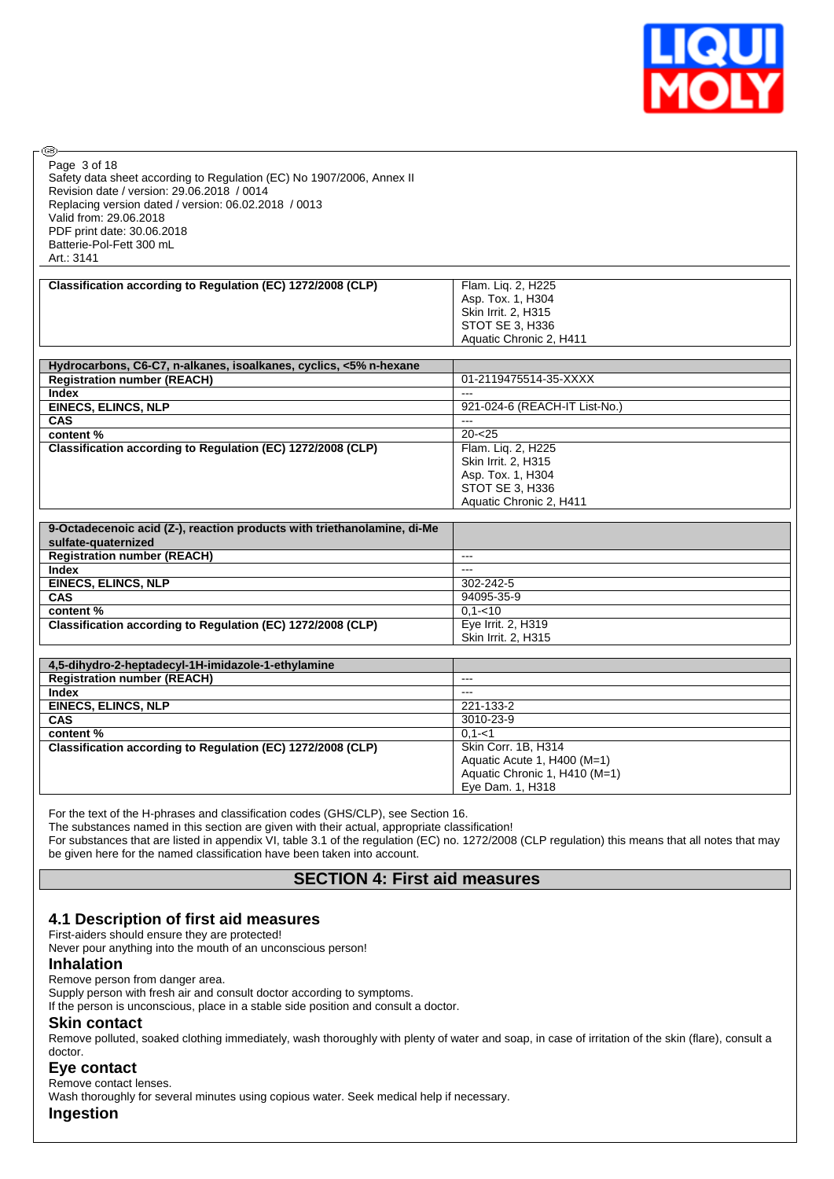| Classification according to Regulation (EC) 1272/2008 (CLP) | Flam. Liq. 2, H225<br>Asp. Tox. 1, H304<br>Skin Irrit. 2, H315<br>STOT SE 3, H336<br>Aquatic Chronic 2, H411 |
|---|---|

| Hydrocarbons, C6-C7, n-alkanes, isoalkanes, cyclics, <5% n-hexane | |
|---|---|
| Registration number (REACH) | 01-2119475514-35-XXXX |
| Index | --- |
| EINECS, ELINCS, NLP | 921-024-6 (REACH-IT List-No.) |
| CAS | --- |
| content % | 20-<25 |
| Classification according to Regulation (EC) 1272/2008 (CLP) | Flam. Liq. 2, H225<br>Skin Irrit. 2, H315<br>Asp. Tox. 1, H304<br>STOT SE 3, H336<br>Aquatic Chronic 2, H411 |

| 9-Octadecenoic acid (Z-), reaction products with triethanolamine, di-Me sulfate-quaternized | |
|---|---|
| Registration number (REACH) | --- |
| Index | --- |
| EINECS, ELINCS, NLP | 302-242-5 |
| CAS | 94095-35-9 |
| content % | 0,1-<10 |
| Classification according to Regulation (EC) 1272/2008 (CLP) | Eye Irrit. 2, H319<br>Skin Irrit. 2, H315 |

| 4,5-dihydro-2-heptadecyl-1H-imidazole-1-ethylamine | |
|---|---|
| Registration number (REACH) | --- |
| Index | --- |
| EINECS, ELINCS, NLP | 221-133-2 |
| CAS | 3010-23-9 |
| content % | 0,1-<1 |
| Classification according to Regulation (EC) 1272/2008 (CLP) | Skin Corr. 1B, H314<br>Aquatic Acute 1, H400 (M=1)<br>Aquatic Chronic 1, H410 (M=1)<br>Eye Dam. 1, H318 |

For the text of the H-phrases and classification codes (GHS/CLP), see Section 16.
The substances named in this section are given with their actual, appropriate classification!
For substances that are listed in appendix VI, table 3.1 of the regulation (EC) no. 1272/2008 (CLP regulation) this means that all notes that may be given here for the named classification have been taken into account.

## SECTION 4: First aid measures

### 4.1 Description of first aid measures

First-aiders should ensure they are protected!
Never pour anything into the mouth of an unconscious person!

#### Inhalation

Remove person from danger area.
Supply person with fresh air and consult doctor according to symptoms.
If the person is unconscious, place in a stable side position and consult a doctor.

#### Skin contact

Remove polluted, soaked clothing immediately, wash thoroughly with plenty of water and soap, in case of irritation of the skin (flare), consult a doctor.

#### Eye contact

Remove contact lenses.
Wash thoroughly for several minutes using copious water. Seek medical help if necessary.

#### Ingestion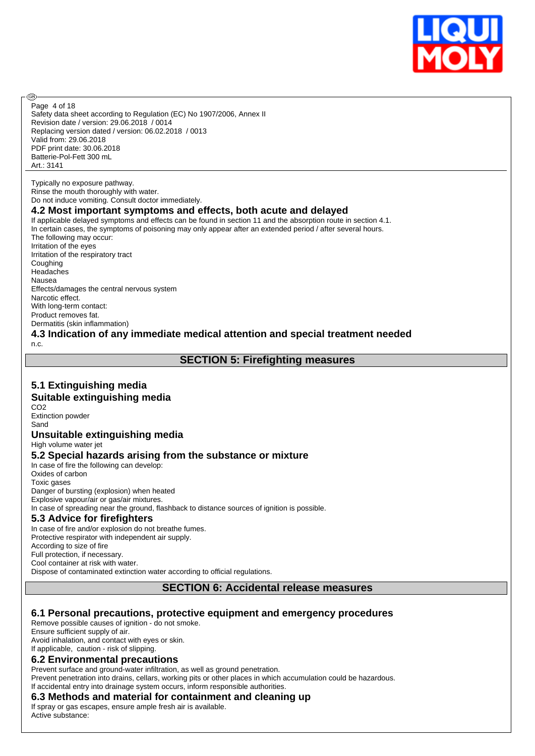Typically no exposure pathway.
Rinse the mouth thoroughly with water.
Do not induce vomiting. Consult doctor immediately.

### 4.2 Most important symptoms and effects, both acute and delayed

If applicable delayed symptoms and effects can be found in section 11 and the absorption route in section 4.1.
In certain cases, the symptoms of poisoning may only appear after an extended period / after several hours.
The following may occur:
Irritation of the eyes
Irritation of the respiratory tract
Coughing
Headaches
Nausea
Effects/damages the central nervous system
Narcotic effect.
With long-term contact:
Product removes fat.
Dermatitis (skin inflammation)

### 4.3 Indication of any immediate medical attention and special treatment needed

n.c.

## SECTION 5: Firefighting measures

### 5.1 Extinguishing media

### Suitable extinguishing media

$CO_2$
Extinction powder
Sand

### Unsuitable extinguishing media

High volume water jet

### 5.2 Special hazards arising from the substance or mixture

In case of fire the following can develop:
Oxides of carbon
Toxic gases
Danger of bursting (explosion) when heated
Explosive vapour/air or gas/air mixtures.
In case of spreading near the ground, flashback to distance sources of ignition is possible.

### 5.3 Advice for firefighters

In case of fire and/or explosion do not breathe fumes.
Protective respirator with independent air supply.
According to size of fire
Full protection, if necessary.
Cool container at risk with water.
Dispose of contaminated extinction water according to official regulations.

## SECTION 6: Accidental release measures

### 6.1 Personal precautions, protective equipment and emergency procedures

Remove possible causes of ignition - do not smoke.
Ensure sufficient supply of air.
Avoid inhalation, and contact with eyes or skin.
If applicable, caution - risk of slipping.

### 6.2 Environmental precautions

Prevent surface and ground-water infiltration, as well as ground penetration.
Prevent penetration into drains, cellars, working pits or other places in which accumulation could be hazardous.
If accidental entry into drainage system occurs, inform responsible authorities.

### 6.3 Methods and material for containment and cleaning up

If spray or gas escapes, ensure ample fresh air is available.
Active substance: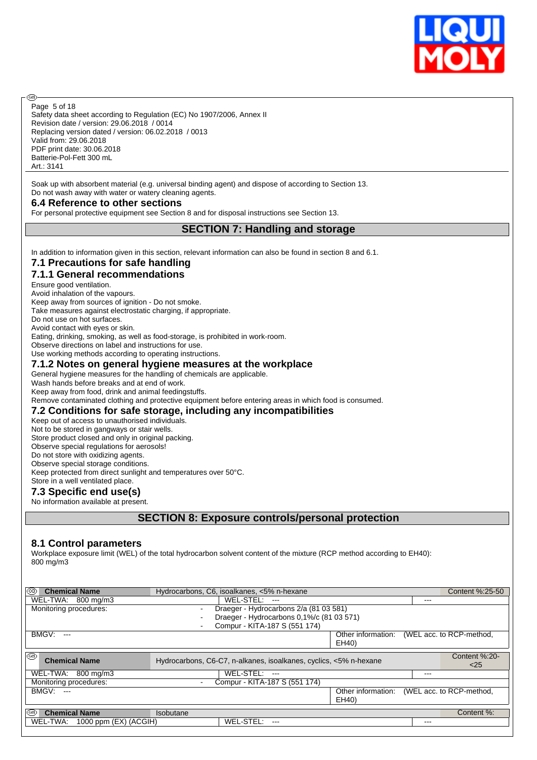Soak up with absorbent material (e.g. universal binding agent) and dispose of according to Section 13.
Do not wash away with water or watery cleaning agents.

### 6.4 Reference to other sections

For personal protective equipment see Section 8 and for disposal instructions see Section 13.

## SECTION 7: Handling and storage

In addition to information given in this section, relevant information can also be found in section 8 and 6.1.

### 7.1 Precautions for safe handling

### 7.1.1 General recommendations

Ensure good ventilation.
Avoid inhalation of the vapours.
Keep away from sources of ignition - Do not smoke.
Take measures against electrostatic charging, if appropriate.
Do not use on hot surfaces.
Avoid contact with eyes or skin.
Eating, drinking, smoking, as well as food-storage, is prohibited in work-room.
Observe directions on label and instructions for use.
Use working methods according to operating instructions.

### 7.1.2 Notes on general hygiene measures at the workplace

General hygiene measures for the handling of chemicals are applicable.
Wash hands before breaks and at end of work.
Keep away from food, drink and animal feedingstuffs.
Remove contaminated clothing and protective equipment before entering areas in which food is consumed.

### 7.2 Conditions for safe storage, including any incompatibilities

Keep out of access to unauthorised individuals.
Not to be stored in gangways or stair wells.
Store product closed and only in original packing.
Observe special regulations for aerosols!
Do not store with oxidizing agents.
Observe special storage conditions.
Keep protected from direct sunlight and temperatures over 50°C.
Store in a well ventilated place.

### 7.3 Specific end use(s)

No information available at present.

## SECTION 8: Exposure controls/personal protection

### 8.1 Control parameters

Workplace exposure limit (WEL) of the total hydrocarbon solvent content of the mixture (RCP method according to EH40): 800 mg/m3

| Chemical Name | Hydrocarbons, C6, isoalkanes, <5% n-hexane | | Content %:25-50 |
|---|---|---|---|
| WEL-TWA: 800 mg/m3 | WEL-STEL: --- | --- | |
| Monitoring procedures: | - Draeger - Hydrocarbons 2/a (81 03 581)<br>- Draeger - Hydrocarbons 0,1%/c (81 03 571)<br>- Compur - KITA-187 S (551 174) | | |
| BMGV: --- | | Other information: | (WEL acc. to RCP-method, EH40) |

| Chemical Name | Hydrocarbons, C6-C7, n-alkanes, isoalkanes, cyclics, <5% n-hexane | | Content %:20-<25 |
|---|---|---|---|
| WEL-TWA: 800 mg/m3 | WEL-STEL: --- | --- | |
| Monitoring procedures: | - Compur - KITA-187 S (551 174) | | |
| BMGV: --- | | Other information: | (WEL acc. to RCP-method, EH40) |

| Chemical Name | Isobutane | | Content %: |
|---|---|---|---|
| WEL-TWA: 1000 ppm (EX) (ACGIH) | WEL-STEL: --- | --- | |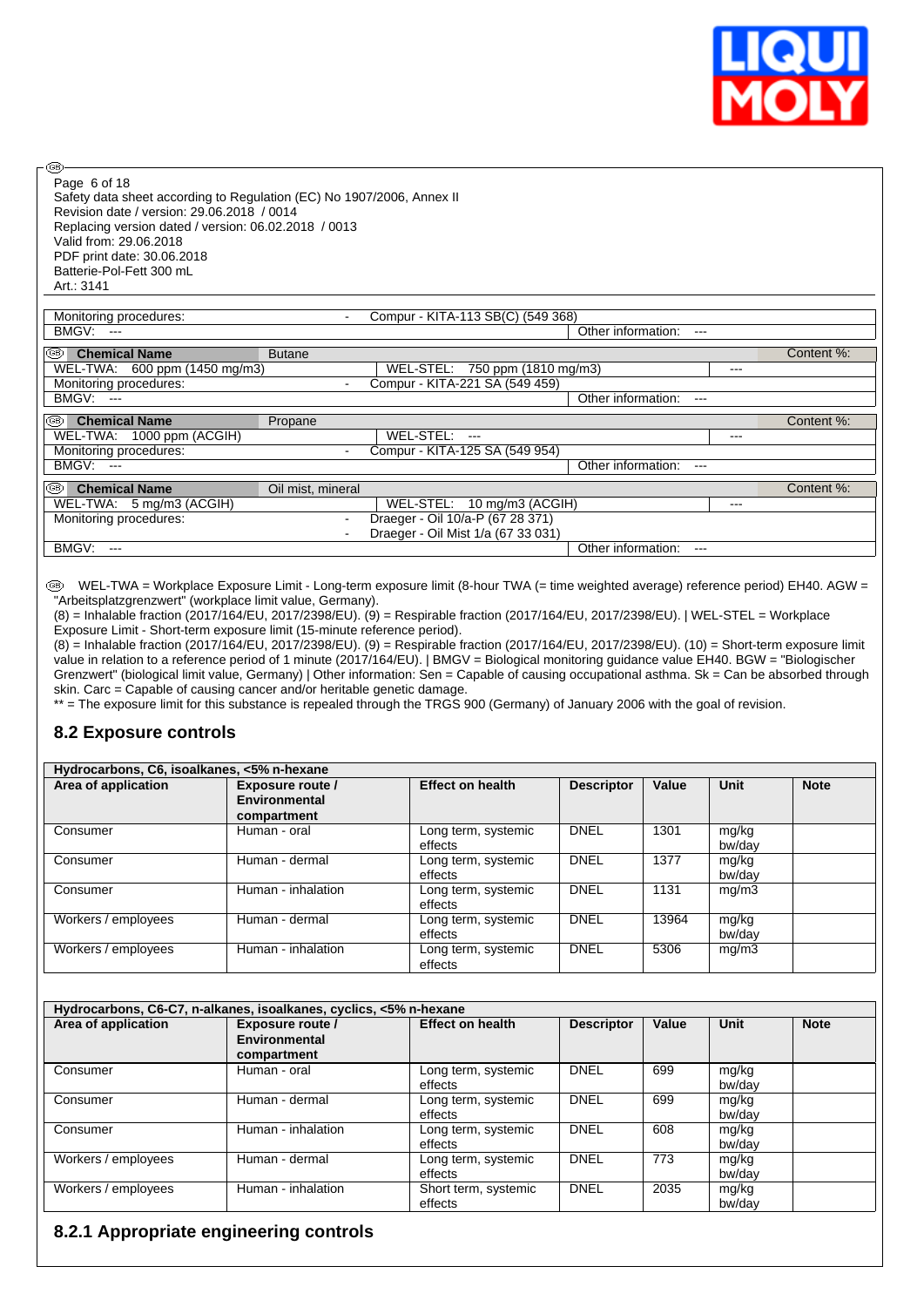Safety data sheet according to Regulation (EC) No 1907/2006, Annex II
Revision date / version: 29.06.2018 / 0014
Replacing version dated / version: 06.02.2018 / 0013
Valid from: 29.06.2018
PDF print date: 30.06.2018
Batterie-Pol-Fett 300 mL
Art.: 3141

| | | | |
|---|---|---|---|
| Monitoring procedures: | - Compur - KITA-113 SB(C) (549 368) | | |
| BMGV: --- | | Other information: --- | |

| Chemical Name | Butane | | Content %: |
|---|---|---|---|
| WEL-TWA: 600 ppm (1450 mg/m3) | WEL-STEL: 750 ppm (1810 mg/m3) | --- | |
| Monitoring procedures: | - Compur - KITA-221 SA (549 459) | | |
| BMGV: --- | | Other information: --- | |

| Chemical Name | Propane | | Content %: |
|---|---|---|---|
| WEL-TWA: 1000 ppm (ACGIH) | WEL-STEL: --- | --- | |
| Monitoring procedures: | - Compur - KITA-125 SA (549 954) | | |
| BMGV: --- | | Other information: --- | |

| Chemical Name | Oil mist, mineral | | Content %: |
|---|---|---|---|
| WEL-TWA: 5 mg/m3 (ACGIH) | WEL-STEL: 10 mg/m3 (ACGIH) | --- | |
| Monitoring procedures: | - Draeger - Oil 10/a-P (67 28 371)<br>- Draeger - Oil Mist 1/a (67 33 031) | | |
| BMGV: --- | | Other information: --- | |

WEL-TWA = Workplace Exposure Limit - Long-term exposure limit (8-hour TWA (= time weighted average) reference period) EH40. AGW = "Arbeitsplatzgrenzwert" (workplace limit value, Germany).
(8) = Inhalable fraction (2017/164/EU, 2017/2398/EU). (9) = Respirable fraction (2017/164/EU, 2017/2398/EU). | WEL-STEL = Workplace Exposure Limit - Short-term exposure limit (15-minute reference period).
(8) = Inhalable fraction (2017/164/EU, 2017/2398/EU). (9) = Respirable fraction (2017/164/EU, 2017/2398/EU). (10) = Short-term exposure limit value in relation to a reference period of 1 minute (2017/164/EU). | BMGV = Biological monitoring guidance value EH40. BGW = "Biologischer Grenzwert" (biological limit value, Germany) | Other information: Sen = Capable of causing occupational asthma. Sk = Can be absorbed through skin. Carc = Capable of causing cancer and/or heritable genetic damage.
** = The exposure limit for this substance is repealed through the TRGS 900 (Germany) of January 2006 with the goal of revision.

## 8.2 Exposure controls

**Hydrocarbons, C6, isoalkanes, <5% n-hexane**

| Area of application | Exposure route / Environmental compartment | Effect on health | Descriptor | Value | Unit | Note |
|---|---|---|---|---|---|---|
| Consumer | Human - oral | Long term, systemic effects | DNEL | 1301 | mg/kg bw/day | |
| Consumer | Human - dermal | Long term, systemic effects | DNEL | 1377 | mg/kg bw/day | |
| Consumer | Human - inhalation | Long term, systemic effects | DNEL | 1131 | mg/m3 | |
| Workers / employees | Human - dermal | Long term, systemic effects | DNEL | 13964 | mg/kg bw/day | |
| Workers / employees | Human - inhalation | Long term, systemic effects | DNEL | 5306 | mg/m3 | |

**Hydrocarbons, C6-C7, n-alkanes, isoalkanes, cyclics, <5% n-hexane**

| Area of application | Exposure route / Environmental compartment | Effect on health | Descriptor | Value | Unit | Note |
|---|---|---|---|---|---|---|
| Consumer | Human - oral | Long term, systemic effects | DNEL | 699 | mg/kg bw/day | |
| Consumer | Human - dermal | Long term, systemic effects | DNEL | 699 | mg/kg bw/day | |
| Consumer | Human - inhalation | Long term, systemic effects | DNEL | 608 | mg/kg bw/day | |
| Workers / employees | Human - dermal | Long term, systemic effects | DNEL | 773 | mg/kg bw/day | |
| Workers / employees | Human - inhalation | Short term, systemic effects | DNEL | 2035 | mg/kg bw/day | |

### 8.2.1 Appropriate engineering controls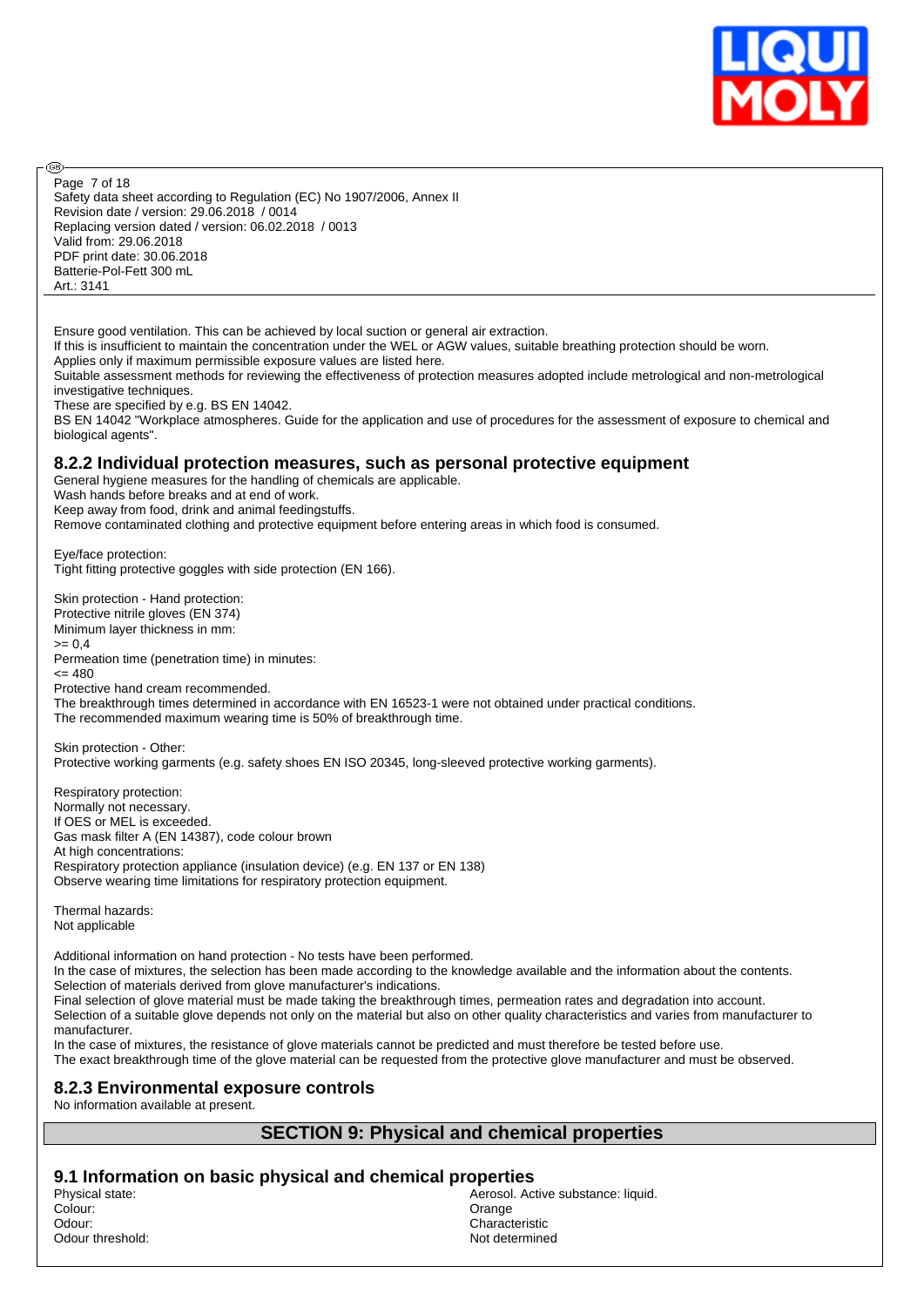Ensure good ventilation. This can be achieved by local suction or general air extraction.
If this is insufficient to maintain the concentration under the WEL or AGW values, suitable breathing protection should be worn.
Applies only if maximum permissible exposure values are listed here.
Suitable assessment methods for reviewing the effectiveness of protection measures adopted include metrological and non-metrological investigative techniques.
These are specified by e.g. BS EN 14042.
BS EN 14042 "Workplace atmospheres. Guide for the application and use of procedures for the assessment of exposure to chemical and biological agents".

### 8.2.2 Individual protection measures, such as personal protective equipment

General hygiene measures for the handling of chemicals are applicable.
Wash hands before breaks and at end of work.
Keep away from food, drink and animal feedingstuffs.
Remove contaminated clothing and protective equipment before entering areas in which food is consumed.

Eye/face protection:
Tight fitting protective goggles with side protection (EN 166).

Skin protection - Hand protection:
Protective nitrile gloves (EN 374)
Minimum layer thickness in mm:
>= 0,4
Permeation time (penetration time) in minutes:
<= 480
Protective hand cream recommended.
The breakthrough times determined in accordance with EN 16523-1 were not obtained under practical conditions.
The recommended maximum wearing time is 50% of breakthrough time.

Skin protection - Other:
Protective working garments (e.g. safety shoes EN ISO 20345, long-sleeved protective working garments).

Respiratory protection:
Normally not necessary.
If OES or MEL is exceeded.
Gas mask filter A (EN 14387), code colour brown
At high concentrations:
Respiratory protection appliance (insulation device) (e.g. EN 137 or EN 138)
Observe wearing time limitations for respiratory protection equipment.

Thermal hazards:
Not applicable

Additional information on hand protection - No tests have been performed.
In the case of mixtures, the selection has been made according to the knowledge available and the information about the contents.
Selection of materials derived from glove manufacturer's indications.
Final selection of glove material must be made taking the breakthrough times, permeation rates and degradation into account.
Selection of a suitable glove depends not only on the material but also on other quality characteristics and varies from manufacturer to manufacturer.
In the case of mixtures, the resistance of glove materials cannot be predicted and must therefore be tested before use.
The exact breakthrough time of the glove material can be requested from the protective glove manufacturer and must be observed.

### 8.2.3 Environmental exposure controls

No information available at present.

## SECTION 9: Physical and chemical properties

### 9.1 Information on basic physical and chemical properties

| | |
|---|---|
| Physical state: | Aerosol. Active substance: liquid. |
| Colour: | Orange |
| Odour: | Characteristic |
| Odour threshold: | Not determined |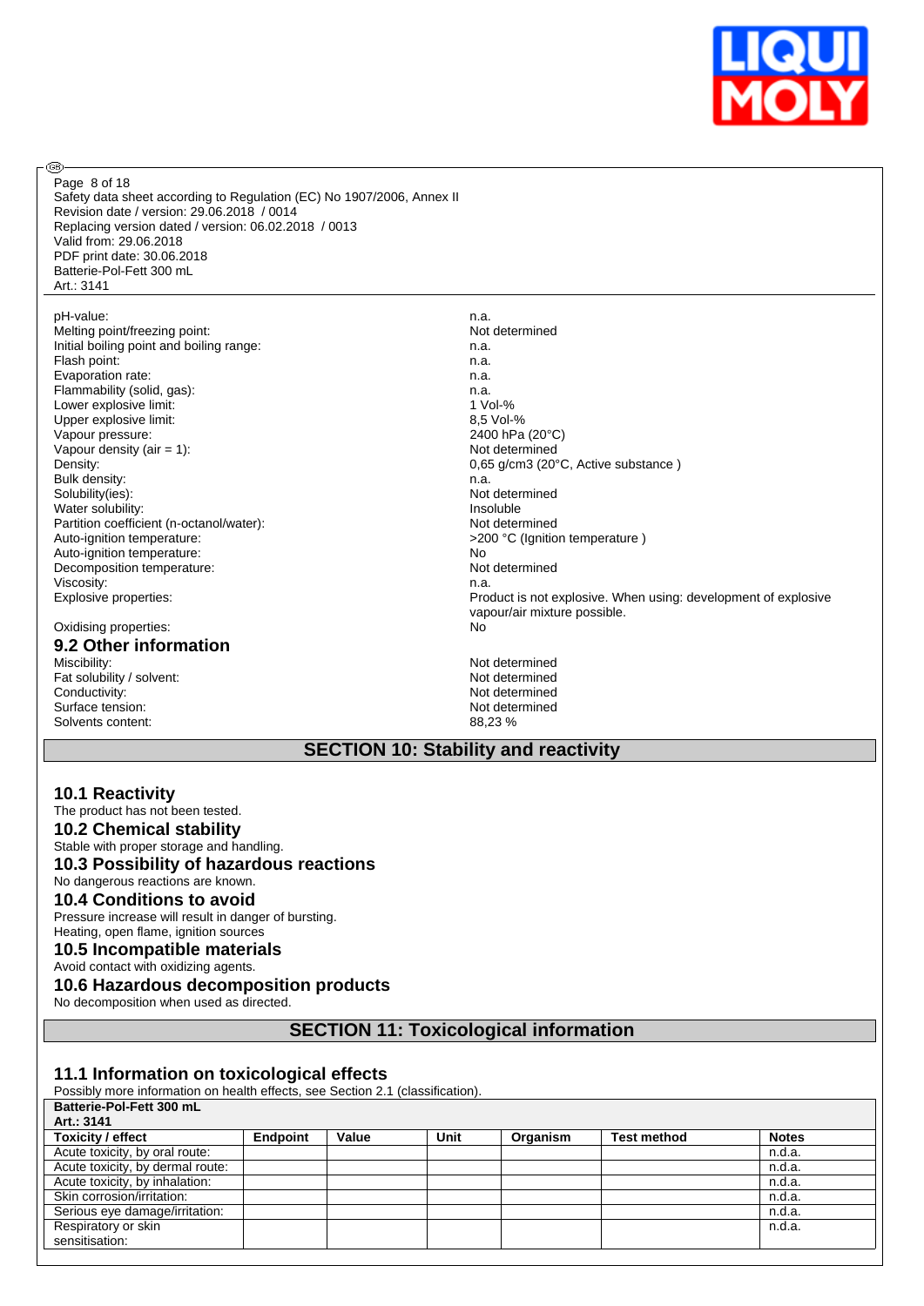| | |
|---|---|
| pH-value: | n.a. |
| Melting point/freezing point: | Not determined |
| Initial boiling point and boiling range: | n.a. |
| Flash point: | n.a. |
| Evaporation rate: | n.a. |
| Flammability (solid, gas): | n.a. |
| Lower explosive limit: | 1 Vol-% |
| Upper explosive limit: | 8,5 Vol-% |
| Vapour pressure: | 2400 hPa (20°C) |
| Vapour density (air = 1): | Not determined |
| Density: | 0,65 g/cm3 (20°C, Active substance ) |
| Bulk density: | n.a. |
| Solubility(ies): | Not determined |
| Water solubility: | Insoluble |
| Partition coefficient (n-octanol/water): | Not determined |
| Auto-ignition temperature: | >200 °C (Ignition temperature ) |
| Auto-ignition temperature: | No |
| Decomposition temperature: | Not determined |
| Viscosity: | n.a. |
| Explosive properties: | Product is not explosive. When using: development of explosive vapour/air mixture possible. |
| Oxidising properties: | No |

### 9.2 Other information

| | |
|---|---|
| Miscibility: | Not determined |
| Fat solubility / solvent: | Not determined |
| Conductivity: | Not determined |
| Surface tension: | Not determined |
| Solvents content: | 88,23 % |

## SECTION 10: Stability and reactivity

### 10.1 Reactivity
The product has not been tested.

### 10.2 Chemical stability
Stable with proper storage and handling.

### 10.3 Possibility of hazardous reactions
No dangerous reactions are known.

### 10.4 Conditions to avoid
Pressure increase will result in danger of bursting.
Heating, open flame, ignition sources

### 10.5 Incompatible materials
Avoid contact with oxidizing agents.

### 10.6 Hazardous decomposition products
No decomposition when used as directed.

## SECTION 11: Toxicological information

### 11.1 Information on toxicological effects
Possibly more information on health effects, see Section 2.1 (classification).

**Batterie-Pol-Fett 300 mL**
**Art.: 3141**

| Toxicity / effect | Endpoint | Value | Unit | Organism | Test method | Notes |
|---|---|---|---|---|---|---|
| Acute toxicity, by oral route: | | | | | | n.d.a. |
| Acute toxicity, by dermal route: | | | | | | n.d.a. |
| Acute toxicity, by inhalation: | | | | | | n.d.a. |
| Skin corrosion/irritation: | | | | | | n.d.a. |
| Serious eye damage/irritation: | | | | | | n.d.a. |
| Respiratory or skin sensitisation: | | | | | | n.d.a. |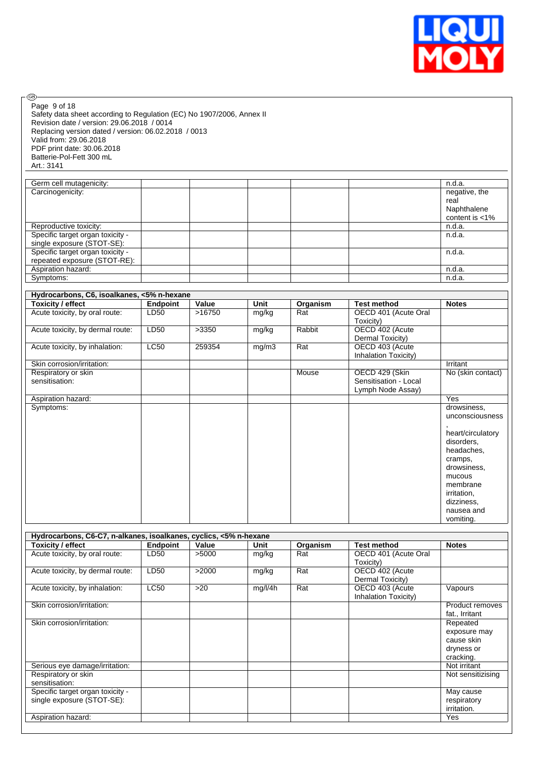| | | | | | | |
|---|---|---|---|---|---|---|
| Germ cell mutagenicity: | | | | | | n.d.a. |
| Carcinogenicity: | | | | | | negative, the real Naphthalene content is <1% |
| Reproductive toxicity: | | | | | | n.d.a. |
| Specific target organ toxicity - single exposure (STOT-SE): | | | | | | n.d.a. |
| Specific target organ toxicity - repeated exposure (STOT-RE): | | | | | | n.d.a. |
| Aspiration hazard: | | | | | | n.d.a. |
| Symptoms: | | | | | | n.d.a. |

| Hydrocarbons, C6, isoalkanes, <5% n-hexane | | | | | | |
|---|---|---|---|---|---|---|
| **Toxicity / effect** | **Endpoint** | **Value** | **Unit** | **Organism** | **Test method** | **Notes** |
| Acute toxicity, by oral route: | LD50 | >16750 | mg/kg | Rat | OECD 401 (Acute Oral Toxicity) | |
| Acute toxicity, by dermal route: | LD50 | >3350 | mg/kg | Rabbit | OECD 402 (Acute Dermal Toxicity) | |
| Acute toxicity, by inhalation: | LC50 | 259354 | mg/m3 | Rat | OECD 403 (Acute Inhalation Toxicity) | |
| Skin corrosion/irritation: | | | | | | Irritant |
| Respiratory or skin sensitisation: | | | | Mouse | OECD 429 (Skin Sensitisation - Local Lymph Node Assay) | No (skin contact) |
| Aspiration hazard: | | | | | | Yes |
| Symptoms: | | | | | | drowsiness, unconsciousness, heart/circulatory disorders, headaches, cramps, drowsiness, mucous membrane irritation, dizziness, nausea and vomiting. |

| Hydrocarbons, C6-C7, n-alkanes, isoalkanes, cyclics, <5% n-hexane | | | | | | |
|---|---|---|---|---|---|---|
| **Toxicity / effect** | **Endpoint** | **Value** | **Unit** | **Organism** | **Test method** | **Notes** |
| Acute toxicity, by oral route: | LD50 | >5000 | mg/kg | Rat | OECD 401 (Acute Oral Toxicity) | |
| Acute toxicity, by dermal route: | LD50 | >2000 | mg/kg | Rat | OECD 402 (Acute Dermal Toxicity) | |
| Acute toxicity, by inhalation: | LC50 | >20 | mg/l/4h | Rat | OECD 403 (Acute Inhalation Toxicity) | Vapours |
| Skin corrosion/irritation: | | | | | | Product removes fat., Irritant |
| Skin corrosion/irritation: | | | | | | Repeated exposure may cause skin dryness or cracking. |
| Serious eye damage/irritation: | | | | | | Not irritant |
| Respiratory or skin sensitisation: | | | | | | Not sensitizising |
| Specific target organ toxicity - single exposure (STOT-SE): | | | | | | May cause respiratory irritation. |
| Aspiration hazard: | | | | | | Yes |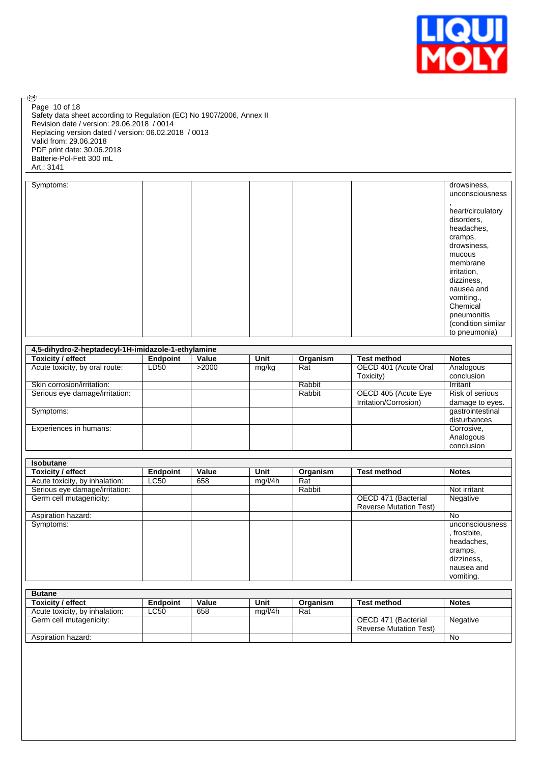Safety data sheet according to Regulation (EC) No 1907/2006, Annex II
Revision date / version: 29.06.2018 / 0014
Replacing version dated / version: 06.02.2018 / 0013
Valid from: 29.06.2018
PDF print date: 30.06.2018
Batterie-Pol-Fett 300 mL
Art.: 3141

| | | | | | | |
|---|---|---|---|---|---|---|
| Symptoms: | | | | | | drowsiness, unconsciousness , heart/circulatory disorders, headaches, cramps, drowsiness, mucous membrane irritation, dizziness, nausea and vomiting., Chemical pneumonitis (condition similar to pneumonia) |

| 4,5-dihydro-2-heptadecyl-1H-imidazole-1-ethylamine | | | | | | |
|---|---|---|---|---|---|---|
| **Toxicity / effect** | **Endpoint** | **Value** | **Unit** | **Organism** | **Test method** | **Notes** |
| Acute toxicity, by oral route: | LD50 | >2000 | mg/kg | Rat | OECD 401 (Acute Oral Toxicity) | Analogous conclusion |
| Skin corrosion/irritation: | | | | Rabbit | | Irritant |
| Serious eye damage/irritation: | | | | Rabbit | OECD 405 (Acute Eye Irritation/Corrosion) | Risk of serious damage to eyes. |
| Symptoms: | | | | | | gastrointestinal disturbances |
| Experiences in humans: | | | | | | Corrosive, Analogous conclusion |

| Isobutane | | | | | | |
|---|---|---|---|---|---|---|
| **Toxicity / effect** | **Endpoint** | **Value** | **Unit** | **Organism** | **Test method** | **Notes** |
| Acute toxicity, by inhalation: | LC50 | 658 | mg/l/4h | Rat | | |
| Serious eye damage/irritation: | | | | Rabbit | | Not irritant |
| Germ cell mutagenicity: | | | | | OECD 471 (Bacterial Reverse Mutation Test) | Negative |
| Aspiration hazard: | | | | | | No |
| Symptoms: | | | | | | unconsciousness , frostbite, headaches, cramps, dizziness, nausea and vomiting. |

| Butane | | | | | | |
|---|---|---|---|---|---|---|
| **Toxicity / effect** | **Endpoint** | **Value** | **Unit** | **Organism** | **Test method** | **Notes** |
| Acute toxicity, by inhalation: | LC50 | 658 | mg/l/4h | Rat | | |
| Germ cell mutagenicity: | | | | | OECD 471 (Bacterial Reverse Mutation Test) | Negative |
| Aspiration hazard: | | | | | | No |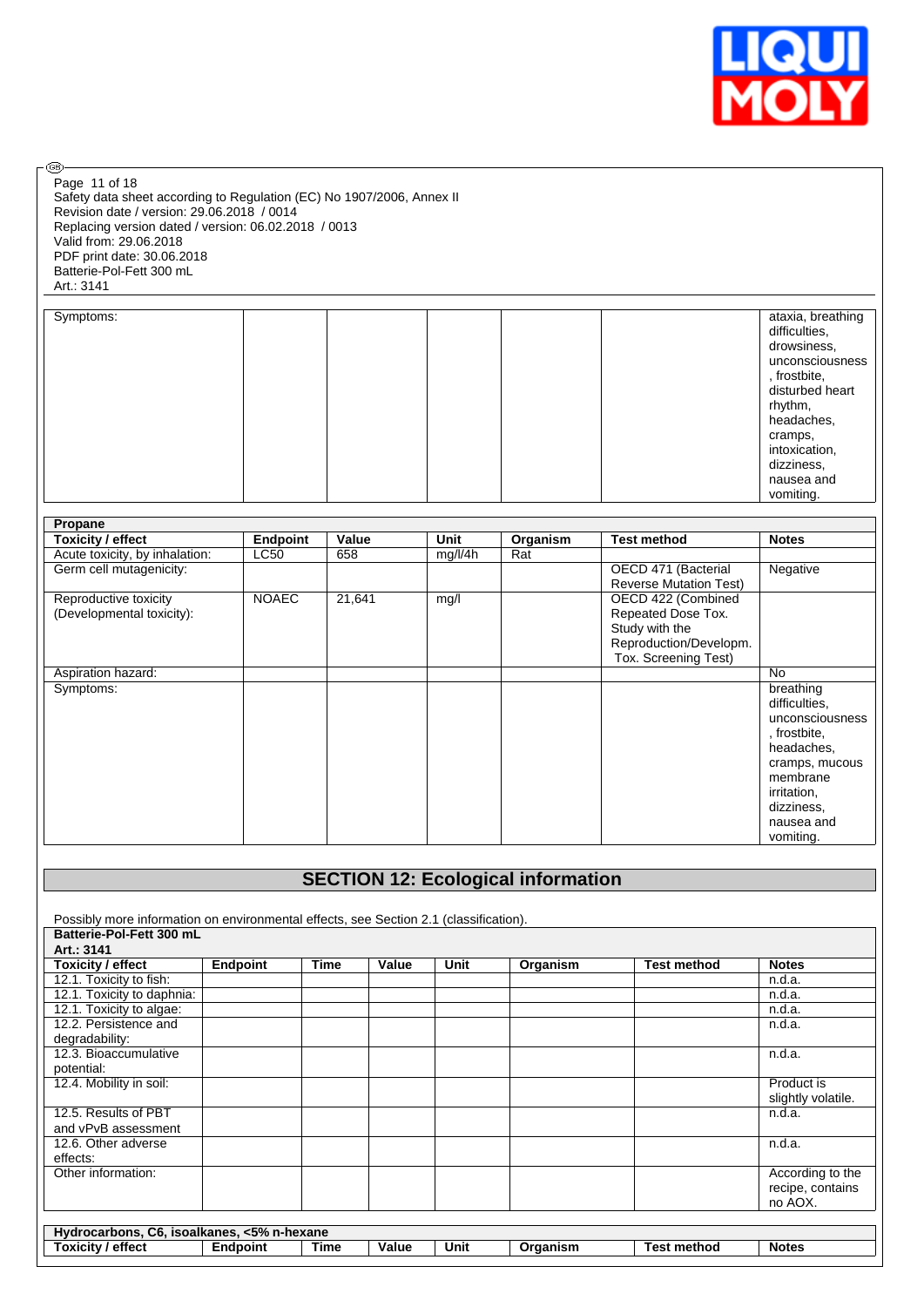| | | | | | | |
|---|---|---|---|---|---|---|
| Symptoms: | | | | | | ataxia, breathing difficulties, drowsiness, unconsciousness, frostbite, disturbed heart rhythm, headaches, cramps, intoxication, dizziness, nausea and vomiting. |

| Propane | | | | | | |
|---|---|---|---|---|---|---|
| **Toxicity / effect** | **Endpoint** | **Value** | **Unit** | **Organism** | **Test method** | **Notes** |
| Acute toxicity, by inhalation: | LC50 | 658 | mg/l/4h | Rat | | |
| Germ cell mutagenicity: | | | | | OECD 471 (Bacterial Reverse Mutation Test) | Negative |
| Reproductive toxicity (Developmental toxicity): | NOAEC | 21,641 | mg/l | | OECD 422 (Combined Repeated Dose Tox. Study with the Reproduction/Developm. Tox. Screening Test) | |
| Aspiration hazard: | | | | | | No |
| Symptoms: | | | | | | breathing difficulties, unconsciousness, frostbite, headaches, cramps, mucous membrane irritation, dizziness, nausea and vomiting. |

## SECTION 12: Ecological information

Possibly more information on environmental effects, see Section 2.1 (classification).

| Batterie-Pol-Fett 300 mL Art.: 3141 | | | | | | | |
|---|---|---|---|---|---|---|---|
| **Toxicity / effect** | **Endpoint** | **Time** | **Value** | **Unit** | **Organism** | **Test method** | **Notes** |
| 12.1. Toxicity to fish: | | | | | | | n.d.a. |
| 12.1. Toxicity to daphnia: | | | | | | | n.d.a. |
| 12.1. Toxicity to algae: | | | | | | | n.d.a. |
| 12.2. Persistence and degradability: | | | | | | | n.d.a. |
| 12.3. Bioaccumulative potential: | | | | | | | n.d.a. |
| 12.4. Mobility in soil: | | | | | | | Product is slightly volatile. |
| 12.5. Results of PBT and vPvB assessment | | | | | | | n.d.a. |
| 12.6. Other adverse effects: | | | | | | | n.d.a. |
| Other information: | | | | | | | According to the recipe, contains no AOX. |

| Hydrocarbons, C6, isoalkanes, <5% n-hexane | | | | | | | |
|---|---|---|---|---|---|---|---|
| **Toxicity / effect** | **Endpoint** | **Time** | **Value** | **Unit** | **Organism** | **Test method** | **Notes** |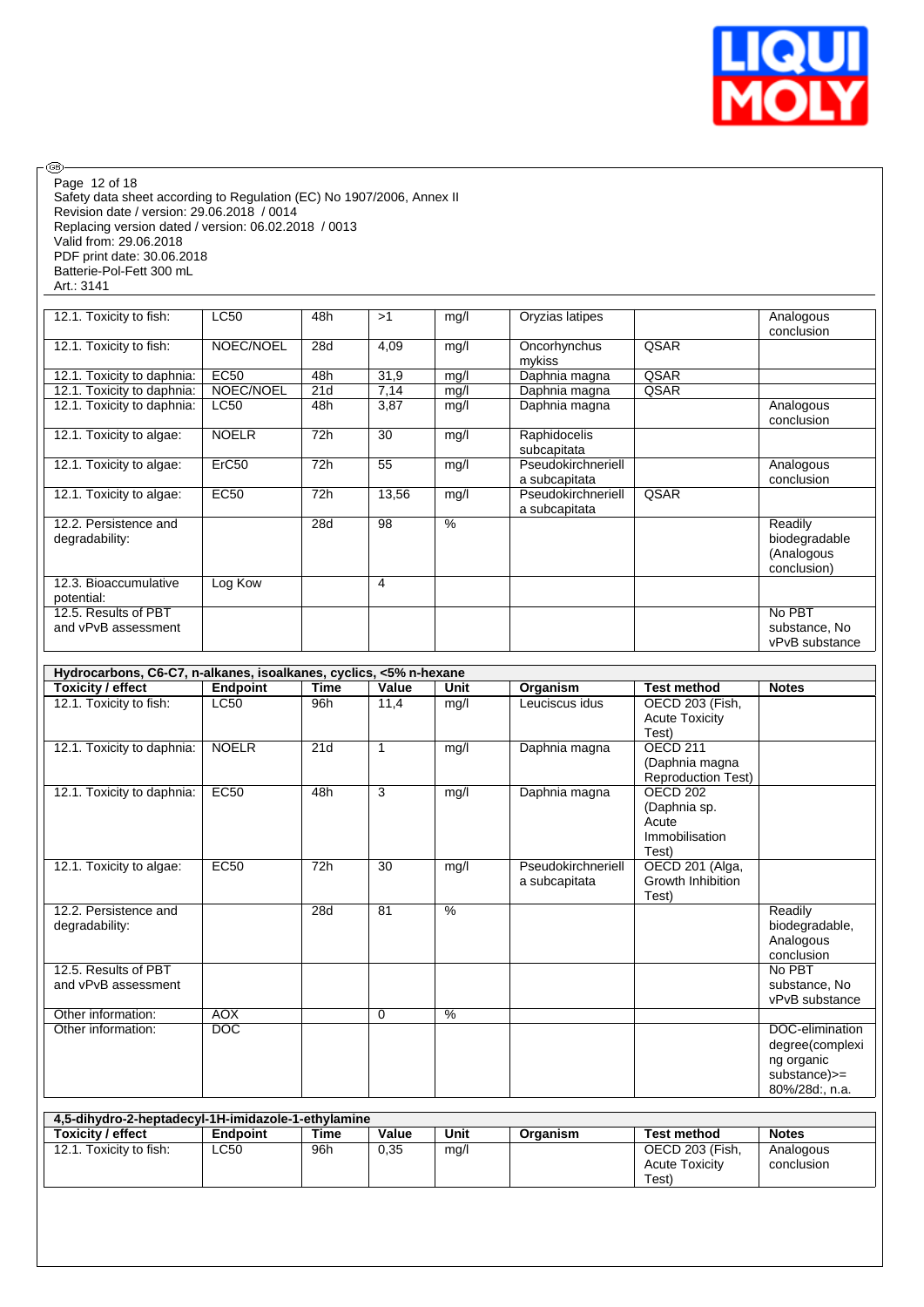| Toxicity / effect | Endpoint | Time | Value | Unit | Organism | Test method | Notes |
|---|---|---|---|---|---|---|---|
| 12.1. Toxicity to fish: | LC50 | 48h | >1 | mg/l | Oryzias latipes | | Analogous conclusion |
| 12.1. Toxicity to fish: | NOEC/NOEL | 28d | 4,09 | mg/l | Oncorhynchus mykiss | QSAR | |
| 12.1. Toxicity to daphnia: | EC50 | 48h | 31,9 | mg/l | Daphnia magna | QSAR | |
| 12.1. Toxicity to daphnia: | NOEC/NOEL | 21d | 7,14 | mg/l | Daphnia magna | QSAR | |
| 12.1. Toxicity to daphnia: | LC50 | 48h | 3,87 | mg/l | Daphnia magna | | Analogous conclusion |
| 12.1. Toxicity to algae: | NOELR | 72h | 30 | mg/l | Raphidocelis subcapitata | | |
| 12.1. Toxicity to algae: | ErC50 | 72h | 55 | mg/l | Pseudokirchneriella subcapitata | | Analogous conclusion |
| 12.1. Toxicity to algae: | EC50 | 72h | 13,56 | mg/l | Pseudokirchneriella subcapitata | QSAR | |
| 12.2. Persistence and degradability: | | 28d | 98 | % | | | Readily biodegradable (Analogous conclusion) |
| 12.3. Bioaccumulative potential: | Log Kow | | 4 | | | | |
| 12.5. Results of PBT and vPvB assessment | | | | | | | No PBT substance, No vPvB substance |

**Hydrocarbons, C6-C7, n-alkanes, isoalkanes, cyclics, <5% n-hexane**

| Toxicity / effect | Endpoint | Time | Value | Unit | Organism | Test method | Notes |
|---|---|---|---|---|---|---|---|
| 12.1. Toxicity to fish: | LC50 | 96h | 11,4 | mg/l | Leuciscus idus | OECD 203 (Fish, Acute Toxicity Test) | |
| 12.1. Toxicity to daphnia: | NOELR | 21d | 1 | mg/l | Daphnia magna | OECD 211 (Daphnia magna Reproduction Test) | |
| 12.1. Toxicity to daphnia: | EC50 | 48h | 3 | mg/l | Daphnia magna | OECD 202 (Daphnia sp. Acute Immobilisation Test) | |
| 12.1. Toxicity to algae: | EC50 | 72h | 30 | mg/l | Pseudokirchneriella subcapitata | OECD 201 (Alga, Growth Inhibition Test) | |
| 12.2. Persistence and degradability: | | 28d | 81 | % | | | Readily biodegradable, Analogous conclusion |
| 12.5. Results of PBT and vPvB assessment | | | | | | | No PBT substance, No vPvB substance |
| Other information: | AOX | | 0 | % | | | |
| Other information: | DOC | | | | | | DOC-elimination degree(complexing organic substance)>= 80%/28d:, n.a. |

**4,5-dihydro-2-heptadecyl-1H-imidazole-1-ethylamine**

| Toxicity / effect | Endpoint | Time | Value | Unit | Organism | Test method | Notes |
|---|---|---|---|---|---|---|---|
| 12.1. Toxicity to fish: | LC50 | 96h | 0,35 | mg/l | | OECD 203 (Fish, Acute Toxicity Test) | Analogous conclusion |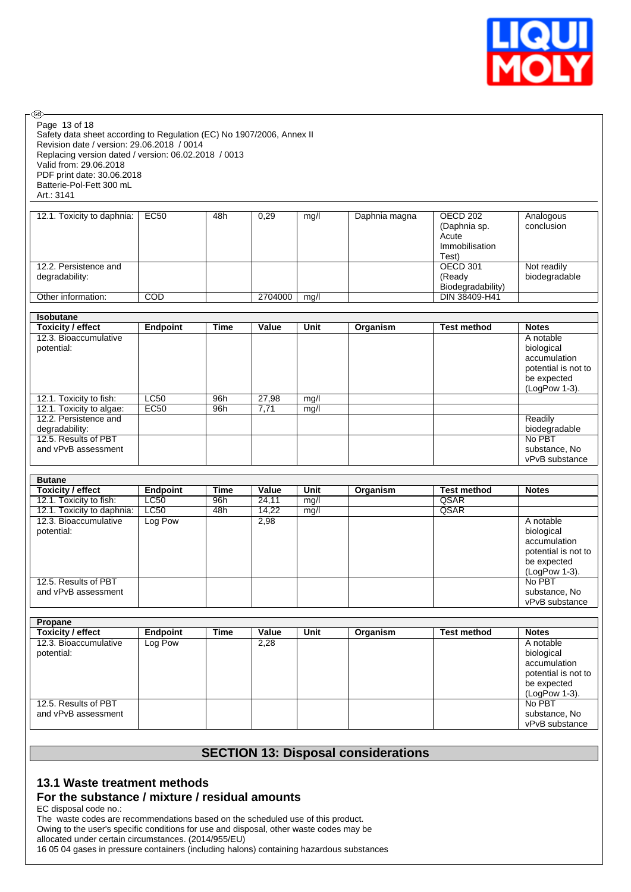Safety data sheet according to Regulation (EC) No 1907/2006, Annex II
Revision date / version: 29.06.2018 / 0014
Replacing version dated / version: 06.02.2018 / 0013
Valid from: 29.06.2018
PDF print date: 30.06.2018
Batterie-Pol-Fett 300 mL
Art.: 3141

| | | | | | | | |
|---|---|---|---|---|---|---|---|
| 12.1. Toxicity to daphnia: | EC50 | 48h | 0,29 | mg/l | Daphnia magna | OECD 202 (Daphnia sp. Acute Immobilisation Test) | Analogous conclusion |
| 12.2. Persistence and degradability: | | | | | | OECD 301 (Ready Biodegradability) | Not readily biodegradable |
| Other information: | COD | | 2704000 | mg/l | | DIN 38409-H41 | |

| Isobutane | | | | | | | |
|---|---|---|---|---|---|---|---|
| **Toxicity / effect** | **Endpoint** | **Time** | **Value** | **Unit** | **Organism** | **Test method** | **Notes** |
| 12.3. Bioaccumulative potential: | | | | | | | A notable biological accumulation potential is not to be expected (LogPow 1-3). |
| 12.1. Toxicity to fish: | LC50 | 96h | 27,98 | mg/l | | | |
| 12.1. Toxicity to algae: | EC50 | 96h | 7,71 | mg/l | | | |
| 12.2. Persistence and degradability: | | | | | | | Readily biodegradable |
| 12.5. Results of PBT and vPvB assessment | | | | | | | No PBT substance, No vPvB substance |

| Butane | | | | | | | |
|---|---|---|---|---|---|---|---|
| **Toxicity / effect** | **Endpoint** | **Time** | **Value** | **Unit** | **Organism** | **Test method** | **Notes** |
| 12.1. Toxicity to fish: | LC50 | 96h | 24,11 | mg/l | | QSAR | |
| 12.1. Toxicity to daphnia: | LC50 | 48h | 14,22 | mg/l | | QSAR | |
| 12.3. Bioaccumulative potential: | Log Pow | | 2,98 | | | | A notable biological accumulation potential is not to be expected (LogPow 1-3). |
| 12.5. Results of PBT and vPvB assessment | | | | | | | No PBT substance, No vPvB substance |

| Propane | | | | | | | |
|---|---|---|---|---|---|---|---|
| **Toxicity / effect** | **Endpoint** | **Time** | **Value** | **Unit** | **Organism** | **Test method** | **Notes** |
| 12.3. Bioaccumulative potential: | Log Pow | | 2,28 | | | | A notable biological accumulation potential is not to be expected (LogPow 1-3). |
| 12.5. Results of PBT and vPvB assessment | | | | | | | No PBT substance, No vPvB substance |

## SECTION 13: Disposal considerations

### 13.1 Waste treatment methods

### For the substance / mixture / residual amounts

EC disposal code no.:
The waste codes are recommendations based on the scheduled use of this product.
Owing to the user's specific conditions for use and disposal, other waste codes may be allocated under certain circumstances. (2014/955/EU)
16 05 04 gases in pressure containers (including halons) containing hazardous substances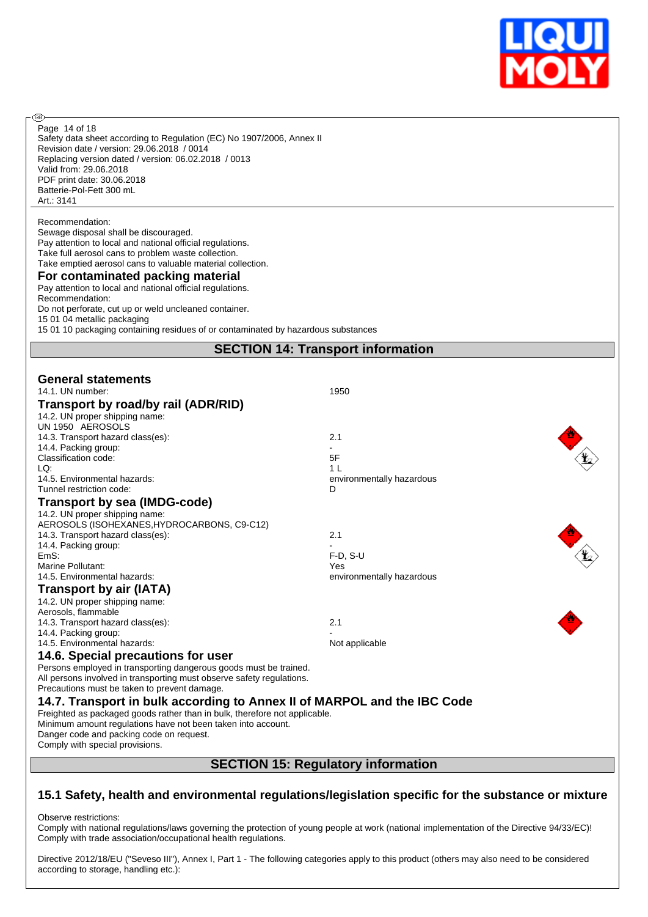Recommendation:
Sewage disposal shall be discouraged.
Pay attention to local and national official regulations.
Take full aerosol cans to problem waste collection.
Take emptied aerosol cans to valuable material collection.

### For contaminated packing material

Pay attention to local and national official regulations.
Recommendation:
Do not perforate, cut up or weld uncleaned container.
15 01 04 metallic packaging
15 01 10 packaging containing residues of or contaminated by hazardous substances

## SECTION 14: Transport information

### General statements

14.1. UN number: 1950

### Transport by road/by rail (ADR/RID)

14.2. UN proper shipping name:
UN 1950 AEROSOLS

| | |
|---|---|
| 14.3. Transport hazard class(es): | 2.1 |
| 14.4. Packing group: | - |
| Classification code: | 5F |
| LQ: | 1 L |
| 14.5. Environmental hazards: | environmentally hazardous |
| Tunnel restriction code: | D |

### Transport by sea (IMDG-code)

14.2. UN proper shipping name:
AEROSOLS (ISOHEXANES,HYDROCARBONS, C9-C12)

| | |
|---|---|
| 14.3. Transport hazard class(es): | 2.1 |
| 14.4. Packing group: | - |
| EmS: | F-D, S-U |
| Marine Pollutant: | Yes |
| 14.5. Environmental hazards: | environmentally hazardous |

### Transport by air (IATA)

14.2. UN proper shipping name:
Aerosols, flammable

| | |
|---|---|
| 14.3. Transport hazard class(es): | 2.1 |
| 14.4. Packing group: | - |
| 14.5. Environmental hazards: | Not applicable |

### 14.6. Special precautions for user

Persons employed in transporting dangerous goods must be trained.
All persons involved in transporting must observe safety regulations.
Precautions must be taken to prevent damage.

### 14.7. Transport in bulk according to Annex II of MARPOL and the IBC Code

Freighted as packaged goods rather than in bulk, therefore not applicable.
Minimum amount regulations have not been taken into account.
Danger code and packing code on request.
Comply with special provisions.

## SECTION 15: Regulatory information

### 15.1 Safety, health and environmental regulations/legislation specific for the substance or mixture

Observe restrictions:
Comply with national regulations/laws governing the protection of young people at work (national implementation of the Directive 94/33/EC)!
Comply with trade association/occupational health regulations.

Directive 2012/18/EU ("Seveso III"), Annex I, Part 1 - The following categories apply to this product (others may also need to be considered according to storage, handling etc.):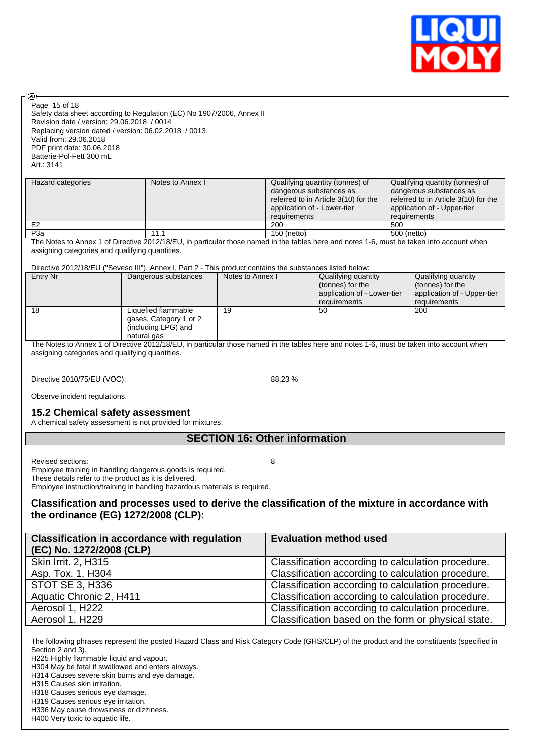| Hazard categories | Notes to Annex I | Qualifying quantity (tonnes) of dangerous substances as referred to in Article 3(10) for the application of - Lower-tier requirements | Qualifying quantity (tonnes) of dangerous substances as referred to in Article 3(10) for the application of - Upper-tier requirements |
| --- | --- | --- | --- |
| E2 | | 200 | 500 |
| P3a | 11.1 | 150 (netto) | 500 (netto) |

The Notes to Annex 1 of Directive 2012/18/EU, in particular those named in the tables here and notes 1-6, must be taken into account when assigning categories and qualifying quantities.

Directive 2012/18/EU ("Seveso III"), Annex I, Part 2 - This product contains the substances listed below:

| Entry Nr | Dangerous substances | Notes to Annex I | Qualifying quantity (tonnes) for the application of - Lower-tier requirements | Qualifying quantity (tonnes) for the application of - Upper-tier requirements |
| --- | --- | --- | --- | --- |
| 18 | Liquefied flammable gases, Category 1 or 2 (including LPG) and natural gas | 19 | 50 | 200 |

The Notes to Annex 1 of Directive 2012/18/EU, in particular those named in the tables here and notes 1-6, must be taken into account when assigning categories and qualifying quantities.

Directive 2010/75/EU (VOC): 88,23 %

Observe incident regulations.

### 15.2 Chemical safety assessment

A chemical safety assessment is not provided for mixtures.

## SECTION 16: Other information

Revised sections: 8

Employee training in handling dangerous goods is required.
These details refer to the product as it is delivered.
Employee instruction/training in handling hazardous materials is required.

### Classification and processes used to derive the classification of the mixture in accordance with the ordinance (EG) 1272/2008 (CLP):

| Classification in accordance with regulation (EC) No. 1272/2008 (CLP) | Evaluation method used |
| --- | --- |
| Skin Irrit. 2, H315 | Classification according to calculation procedure. |
| Asp. Tox. 1, H304 | Classification according to calculation procedure. |
| STOT SE 3, H336 | Classification according to calculation procedure. |
| Aquatic Chronic 2, H411 | Classification according to calculation procedure. |
| Aerosol 1, H222 | Classification according to calculation procedure. |
| Aerosol 1, H229 | Classification based on the form or physical state. |

The following phrases represent the posted Hazard Class and Risk Category Code (GHS/CLP) of the product and the constituents (specified in Section 2 and 3).

H225 Highly flammable liquid and vapour.
H304 May be fatal if swallowed and enters airways.
H314 Causes severe skin burns and eye damage.
H315 Causes skin irritation.
H318 Causes serious eye damage.
H319 Causes serious eye irritation.
H336 May cause drowsiness or dizziness.
H400 Very toxic to aquatic life.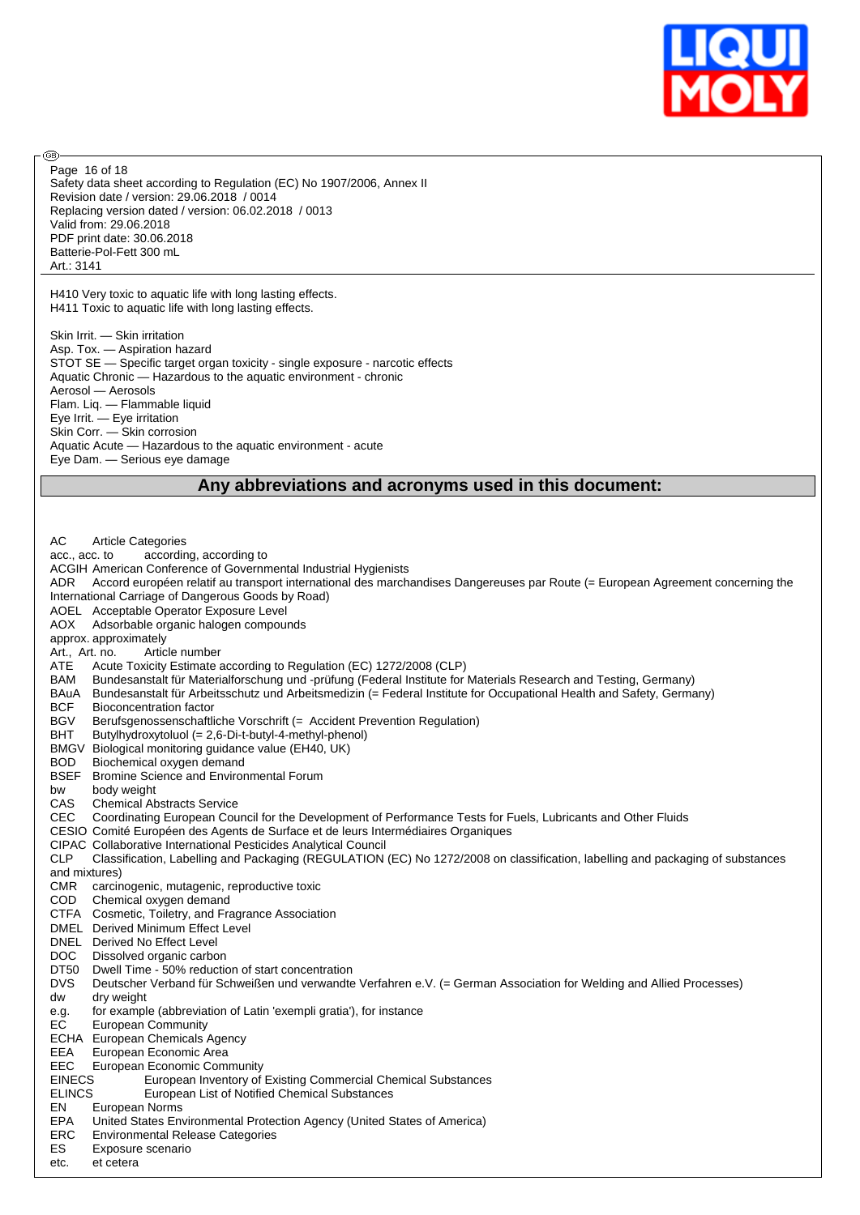H410 Very toxic to aquatic life with long lasting effects.
H411 Toxic to aquatic life with long lasting effects.

Skin Irrit. — Skin irritation
Asp. Tox. — Aspiration hazard
STOT SE — Specific target organ toxicity - single exposure - narcotic effects
Aquatic Chronic — Hazardous to the aquatic environment - chronic
Aerosol — Aerosols
Flam. Liq. — Flammable liquid
Eye Irrit. — Eye irritation
Skin Corr. — Skin corrosion
Aquatic Acute — Hazardous to the aquatic environment - acute
Eye Dam. — Serious eye damage

## Any abbreviations and acronyms used in this document:

AC Article Categories
acc., acc. to according, according to
ACGIH American Conference of Governmental Industrial Hygienists
ADR Accord européen relatif au transport international des marchandises Dangereuses par Route (= European Agreement concerning the International Carriage of Dangerous Goods by Road)
AOEL Acceptable Operator Exposure Level
AOX Adsorbable organic halogen compounds
approx. approximately
Art., Art. no. Article number
ATE Acute Toxicity Estimate according to Regulation (EC) 1272/2008 (CLP)
BAM Bundesanstalt für Materialforschung und -prüfung (Federal Institute for Materials Research and Testing, Germany)
BAuA Bundesanstalt für Arbeitsschutz und Arbeitsmedizin (= Federal Institute for Occupational Health and Safety, Germany)
BCF Bioconcentration factor
BGV Berufsgenossenschaftliche Vorschrift (= Accident Prevention Regulation)
BHT Butylhydroxytoluol (= 2,6-Di-t-butyl-4-methyl-phenol)
BMGV Biological monitoring guidance value (EH40, UK)
BOD Biochemical oxygen demand
BSEF Bromine Science and Environmental Forum
bw body weight
CAS Chemical Abstracts Service
CEC Coordinating European Council for the Development of Performance Tests for Fuels, Lubricants and Other Fluids
CESIO Comité Européen des Agents de Surface et de leurs Intermédiaires Organiques
CIPAC Collaborative International Pesticides Analytical Council
CLP Classification, Labelling and Packaging (REGULATION (EC) No 1272/2008 on classification, labelling and packaging of substances and mixtures)
CMR carcinogenic, mutagenic, reproductive toxic
COD Chemical oxygen demand
CTFA Cosmetic, Toiletry, and Fragrance Association
DMEL Derived Minimum Effect Level
DNEL Derived No Effect Level
DOC Dissolved organic carbon
DT50 Dwell Time - 50% reduction of start concentration
DVS Deutscher Verband für Schweißen und verwandte Verfahren e.V. (= German Association for Welding and Allied Processes)
dw dry weight
e.g. for example (abbreviation of Latin 'exempli gratia'), for instance
EC European Community
ECHA European Chemicals Agency
EEA European Economic Area
EEC European Economic Community
EINECS European Inventory of Existing Commercial Chemical Substances
ELINCS European List of Notified Chemical Substances
EN European Norms
EPA United States Environmental Protection Agency (United States of America)
ERC Environmental Release Categories
ES Exposure scenario
etc. et cetera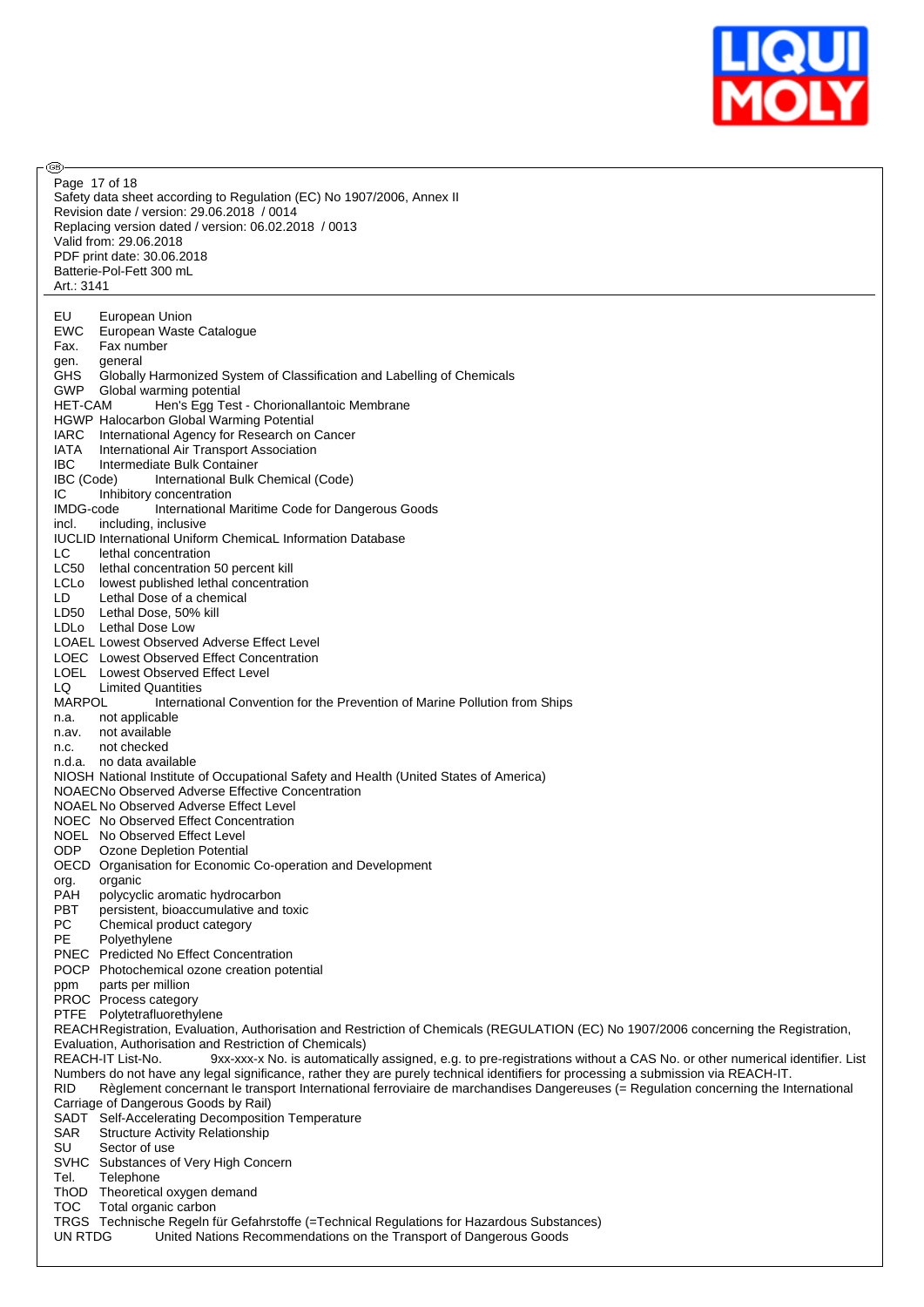Safety data sheet according to Regulation (EC) No 1907/2006, Annex II
Revision date / version: 29.06.2018 / 0014
Replacing version dated / version: 06.02.2018 / 0013
Valid from: 29.06.2018
PDF print date: 30.06.2018
Batterie-Pol-Fett 300 mL
Art.: 3141

EU European Union
EWC European Waste Catalogue
Fax. Fax number
gen. general
GHS Globally Harmonized System of Classification and Labelling of Chemicals
GWP Global warming potential
HET-CAM Hen's Egg Test - Chorionallantoic Membrane
HGWP Halocarbon Global Warming Potential
IARC International Agency for Research on Cancer
IATA International Air Transport Association
IBC Intermediate Bulk Container
IBC (Code) International Bulk Chemical (Code)
IC Inhibitory concentration
IMDG-code International Maritime Code for Dangerous Goods
incl. including, inclusive
IUCLID International Uniform ChemicaL Information Database
LC lethal concentration
LC50 lethal concentration 50 percent kill
LCLo lowest published lethal concentration
LD Lethal Dose of a chemical
LD50 Lethal Dose, 50% kill
LDLo Lethal Dose Low
LOAEL Lowest Observed Adverse Effect Level
LOEC Lowest Observed Effect Concentration
LOEL Lowest Observed Effect Level
LQ Limited Quantities
MARPOL International Convention for the Prevention of Marine Pollution from Ships
n.a. not applicable
n.av. not available
n.c. not checked
n.d.a. no data available
NIOSH National Institute of Occupational Safety and Health (United States of America)
NOAEC No Observed Adverse Effective Concentration
NOAEL No Observed Adverse Effect Level
NOEC No Observed Effect Concentration
NOEL No Observed Effect Level
ODP Ozone Depletion Potential
OECD Organisation for Economic Co-operation and Development
org. organic
PAH polycyclic aromatic hydrocarbon
PBT persistent, bioaccumulative and toxic
PC Chemical product category
PE Polyethylene
PNEC Predicted No Effect Concentration
POCP Photochemical ozone creation potential
ppm parts per million
PROC Process category
PTFE Polytetrafluorethylene
REACH Registration, Evaluation, Authorisation and Restriction of Chemicals (REGULATION (EC) No 1907/2006 concerning the Registration, Evaluation, Authorisation and Restriction of Chemicals)
REACH-IT List-No. 9xx-xxx-x No. is automatically assigned, e.g. to pre-registrations without a CAS No. or other numerical identifier. List Numbers do not have any legal significance, rather they are purely technical identifiers for processing a submission via REACH-IT.
RID Règlement concernant le transport International ferroviaire de marchandises Dangereuses (= Regulation concerning the International Carriage of Dangerous Goods by Rail)
SADT Self-Accelerating Decomposition Temperature
SAR Structure Activity Relationship
SU Sector of use
SVHC Substances of Very High Concern
Tel. Telephone
ThOD Theoretical oxygen demand
TOC Total organic carbon
TRGS Technische Regeln für Gefahrstoffe (=Technical Regulations for Hazardous Substances)
UN RTDG United Nations Recommendations on the Transport of Dangerous Goods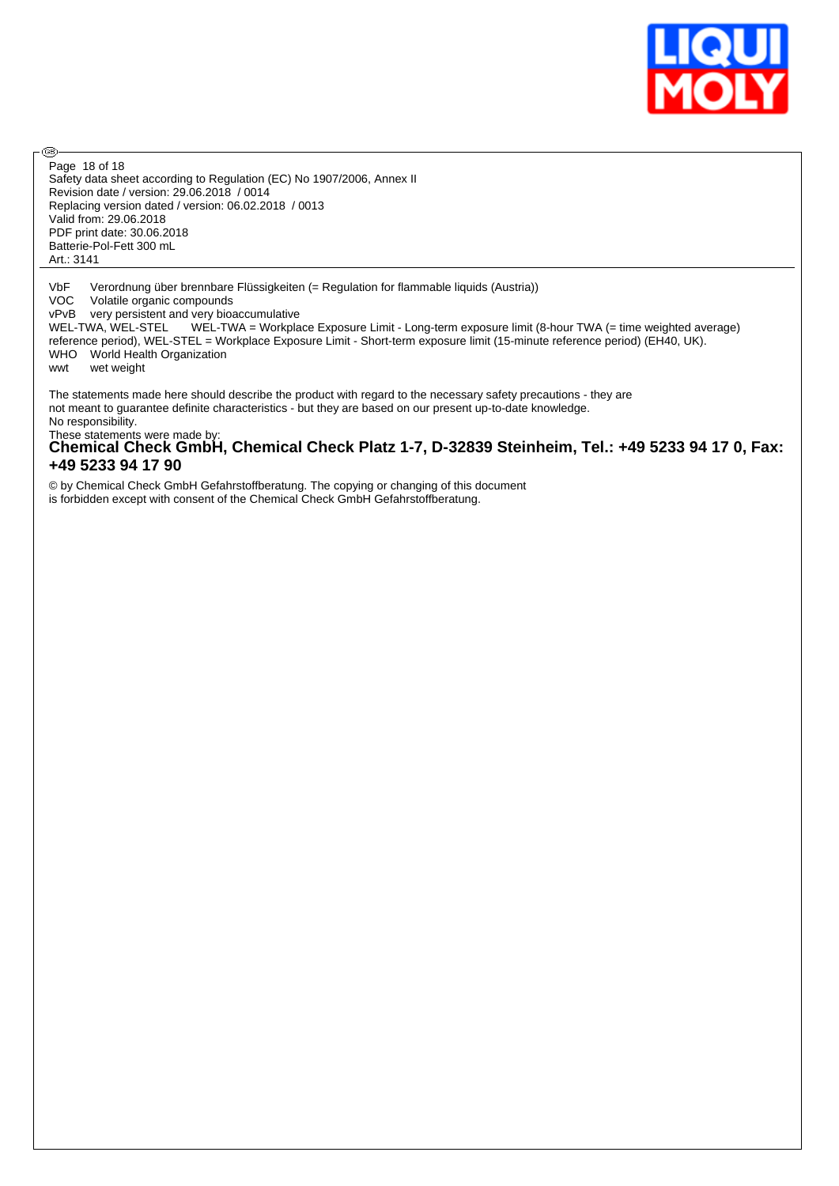VbF Verordnung über brennbare Flüssigkeiten (= Regulation for flammable liquids (Austria))
VOC Volatile organic compounds
vPvB very persistent and very bioaccumulative
WEL-TWA, WEL-STEL WEL-TWA = Workplace Exposure Limit - Long-term exposure limit (8-hour TWA (= time weighted average) reference period), WEL-STEL = Workplace Exposure Limit - Short-term exposure limit (15-minute reference period) (EH40, UK).
WHO World Health Organization
wwt wet weight

The statements made here should describe the product with regard to the necessary safety precautions - they are not meant to guarantee definite characteristics - but they are based on our present up-to-date knowledge.
No responsibility.
These statements were made by:
**Chemical Check GmbH, Chemical Check Platz 1-7, D-32839 Steinheim, Tel.: +49 5233 94 17 0, Fax: +49 5233 94 17 90**

© by Chemical Check GmbH Gefahrstoffberatung. The copying or changing of this document is forbidden except with consent of the Chemical Check GmbH Gefahrstoffberatung.